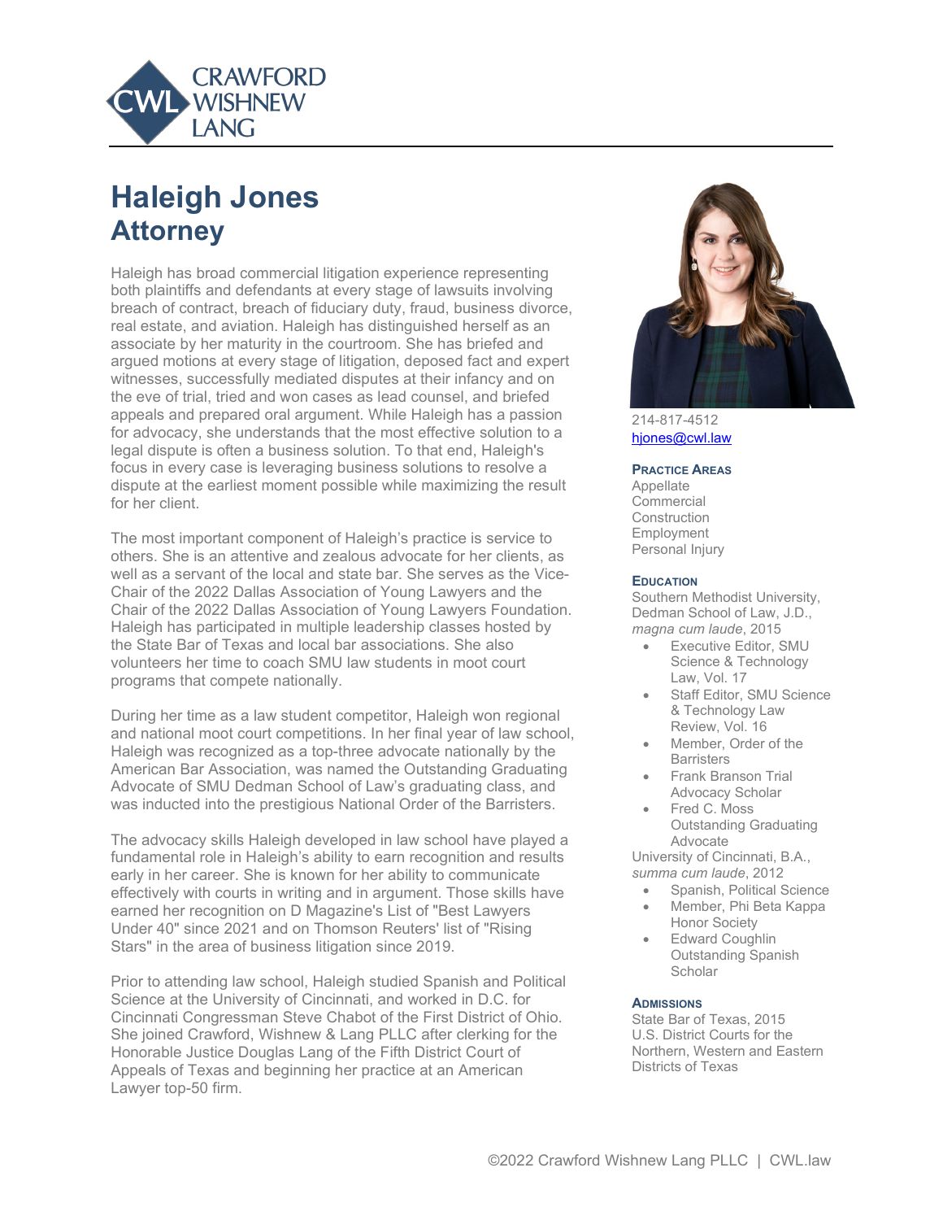CRAWFORD WISHNEW LANG

# Haleigh Jones
## Attorney

Haleigh has broad commercial litigation experience representing both plaintiffs and defendants at every stage of lawsuits involving breach of contract, breach of fiduciary duty, fraud, business divorce, real estate, and aviation. Haleigh has distinguished herself as an associate by her maturity in the courtroom. She has briefed and argued motions at every stage of litigation, deposed fact and expert witnesses, successfully mediated disputes at their infancy and on the eve of trial, tried and won cases as lead counsel, and briefed appeals and prepared oral argument. While Haleigh has a passion for advocacy, she understands that the most effective solution to a legal dispute is often a business solution. To that end, Haleigh's focus in every case is leveraging business solutions to resolve a dispute at the earliest moment possible while maximizing the result for her client.

The most important component of Haleigh's practice is service to others. She is an attentive and zealous advocate for her clients, as well as a servant of the local and state bar. She serves as the Vice-Chair of the 2022 Dallas Association of Young Lawyers and the Chair of the 2022 Dallas Association of Young Lawyers Foundation. Haleigh has participated in multiple leadership classes hosted by the State Bar of Texas and local bar associations. She also volunteers her time to coach SMU law students in moot court programs that compete nationally.

During her time as a law student competitor, Haleigh won regional and national moot court competitions. In her final year of law school, Haleigh was recognized as a top-three advocate nationally by the American Bar Association, was named the Outstanding Graduating Advocate of SMU Dedman School of Law's graduating class, and was inducted into the prestigious National Order of the Barristers.

The advocacy skills Haleigh developed in law school have played a fundamental role in Haleigh's ability to earn recognition and results early in her career. She is known for her ability to communicate effectively with courts in writing and in argument. Those skills have earned her recognition on D Magazine's List of "Best Lawyers Under 40" since 2021 and on Thomson Reuters' list of "Rising Stars" in the area of business litigation since 2019.

Prior to attending law school, Haleigh studied Spanish and Political Science at the University of Cincinnati, and worked in D.C. for Cincinnati Congressman Steve Chabot of the First District of Ohio. She joined Crawford, Wishnew & Lang PLLC after clerking for the Honorable Justice Douglas Lang of the Fifth District Court of Appeals of Texas and beginning her practice at an American Lawyer top-50 firm.

214-817-4512
hjones@cwl.law

### Practice Areas

Appellate
Commercial
Construction
Employment
Personal Injury

### Education

Southern Methodist University, Dedman School of Law, J.D., *magna cum laude*, 2015

- Executive Editor, SMU Science & Technology Law, Vol. 17
- Staff Editor, SMU Science & Technology Law Review, Vol. 16
- Member, Order of the Barristers
- Frank Branson Trial Advocacy Scholar
- Fred C. Moss Outstanding Graduating Advocate

University of Cincinnati, B.A., *summa cum laude*, 2012

- Spanish, Political Science
- Member, Phi Beta Kappa Honor Society
- Edward Coughlin Outstanding Spanish Scholar

### Admissions

State Bar of Texas, 2015
U.S. District Courts for the Northern, Western and Eastern Districts of Texas

©2022 Crawford Wishnew Lang PLLC | CWL.law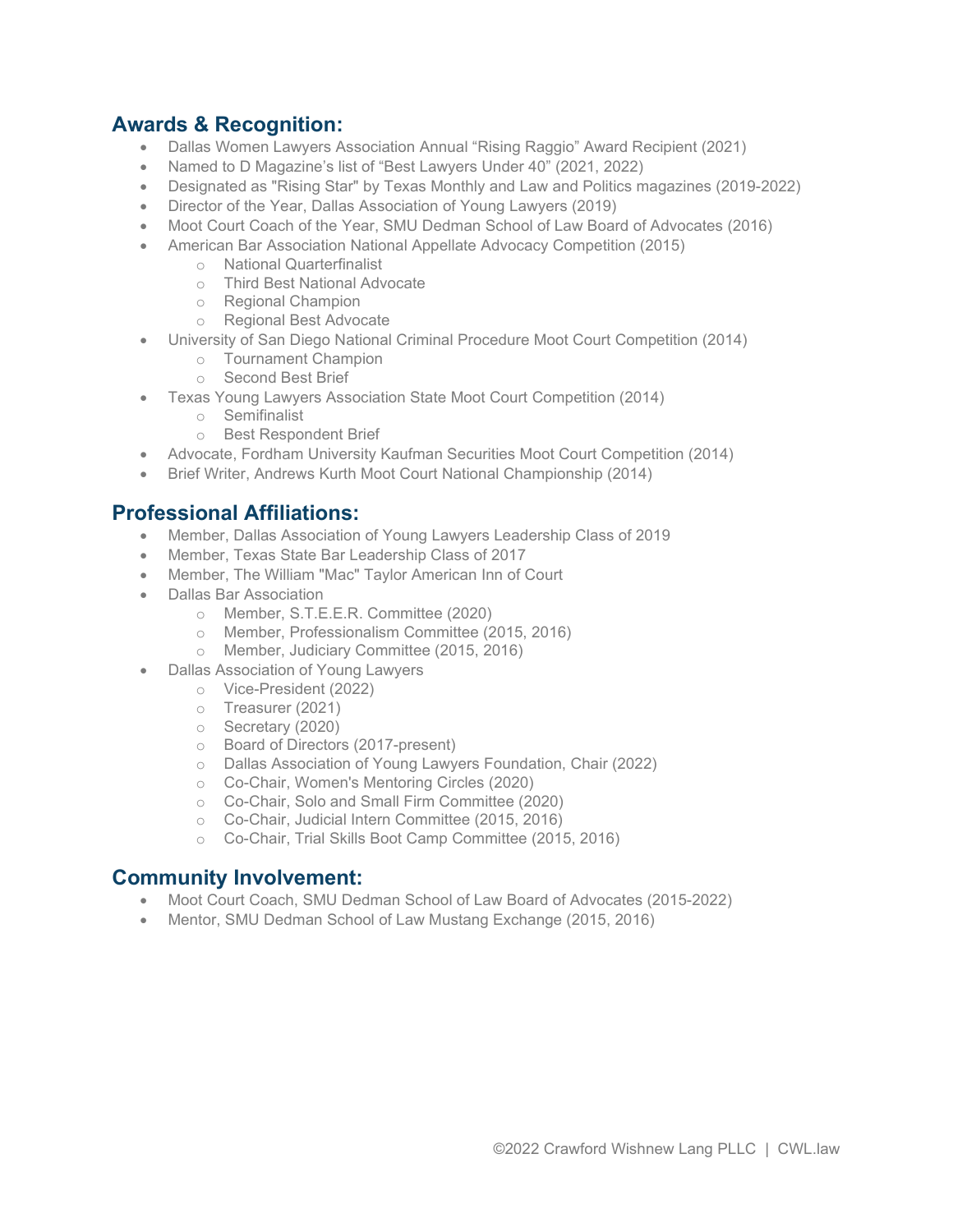## Awards & Recognition:

- Dallas Women Lawyers Association Annual "Rising Raggio" Award Recipient (2021)
- Named to D Magazine's list of "Best Lawyers Under 40" (2021, 2022)
- Designated as "Rising Star" by Texas Monthly and Law and Politics magazines (2019-2022)
- Director of the Year, Dallas Association of Young Lawyers (2019)
- Moot Court Coach of the Year, SMU Dedman School of Law Board of Advocates (2016)
- American Bar Association National Appellate Advocacy Competition (2015)
  - National Quarterfinalist
  - Third Best National Advocate
  - Regional Champion
  - Regional Best Advocate
- University of San Diego National Criminal Procedure Moot Court Competition (2014)
  - Tournament Champion
  - Second Best Brief
- Texas Young Lawyers Association State Moot Court Competition (2014)
  - Semifinalist
  - Best Respondent Brief
- Advocate, Fordham University Kaufman Securities Moot Court Competition (2014)
- Brief Writer, Andrews Kurth Moot Court National Championship (2014)

## Professional Affiliations:

- Member, Dallas Association of Young Lawyers Leadership Class of 2019
- Member, Texas State Bar Leadership Class of 2017
- Member, The William "Mac" Taylor American Inn of Court
- Dallas Bar Association
  - Member, S.T.E.E.R. Committee (2020)
  - Member, Professionalism Committee (2015, 2016)
  - Member, Judiciary Committee (2015, 2016)
- Dallas Association of Young Lawyers
  - Vice-President (2022)
  - Treasurer (2021)
  - Secretary (2020)
  - Board of Directors (2017-present)
  - Dallas Association of Young Lawyers Foundation, Chair (2022)
  - Co-Chair, Women's Mentoring Circles (2020)
  - Co-Chair, Solo and Small Firm Committee (2020)
  - Co-Chair, Judicial Intern Committee (2015, 2016)
  - Co-Chair, Trial Skills Boot Camp Committee (2015, 2016)

## Community Involvement:

- Moot Court Coach, SMU Dedman School of Law Board of Advocates (2015-2022)
- Mentor, SMU Dedman School of Law Mustang Exchange (2015, 2016)